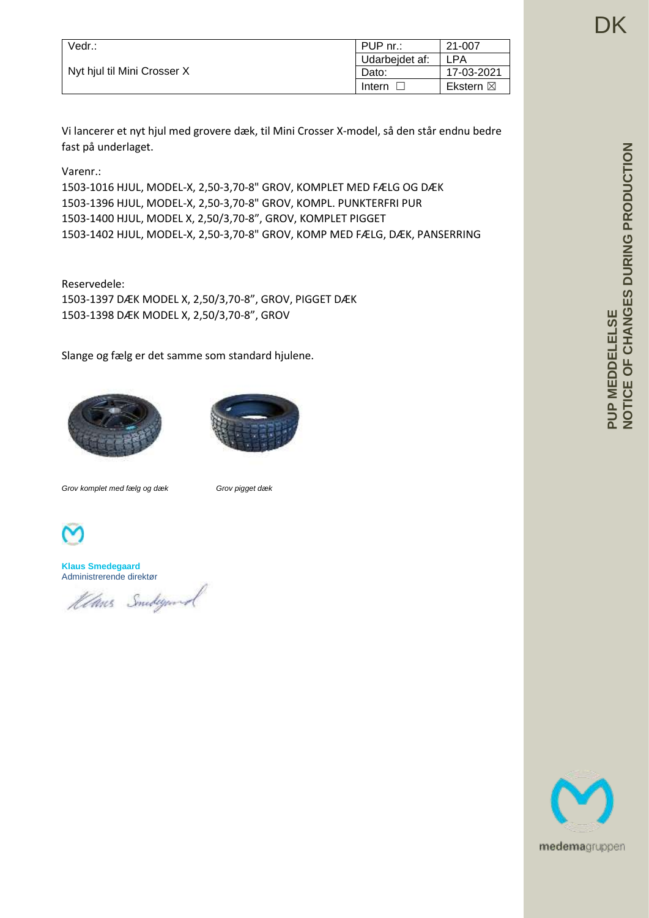DK

| Vedr.: | PUP nr.: | 21-007 |
|---|---|---|
| Nyt hjul til Mini Crosser X | Udarbejdet af: | LPA |
| | Dato: | 17-03-2021 |
| | Intern ☐ | Ekstern ☒ |

Vi lancerer et nyt hjul med grovere dæk, til Mini Crosser X-model, så den står endnu bedre fast på underlaget.

Varenr.:
1503-1016 HJUL, MODEL-X, 2,50-3,70-8" GROV, KOMPLET MED FÆLG OG DÆK
1503-1396 HJUL, MODEL-X, 2,50-3,70-8" GROV, KOMPL. PUNKTERFRI PUR
1503-1400 HJUL, MODEL X, 2,50/3,70-8", GROV, KOMPLET PIGGET
1503-1402 HJUL, MODEL-X, 2,50-3,70-8" GROV, KOMP MED FÆLG, DÆK, PANSERRING

Reservedele:
1503-1397 DÆK MODEL X, 2,50/3,70-8", GROV, PIGGET DÆK
1503-1398 DÆK MODEL X, 2,50/3,70-8", GROV

Slange og fælg er det samme som standard hjulene.

*Grov komplet med fælg og dæk*

*Grov pigget dæk*

**Klaus Smedegaard**
Administrerende direktør

**PUP MEDDELELSE**
**NOTICE OF CHANGES DURING PRODUCTION**

medemagruppen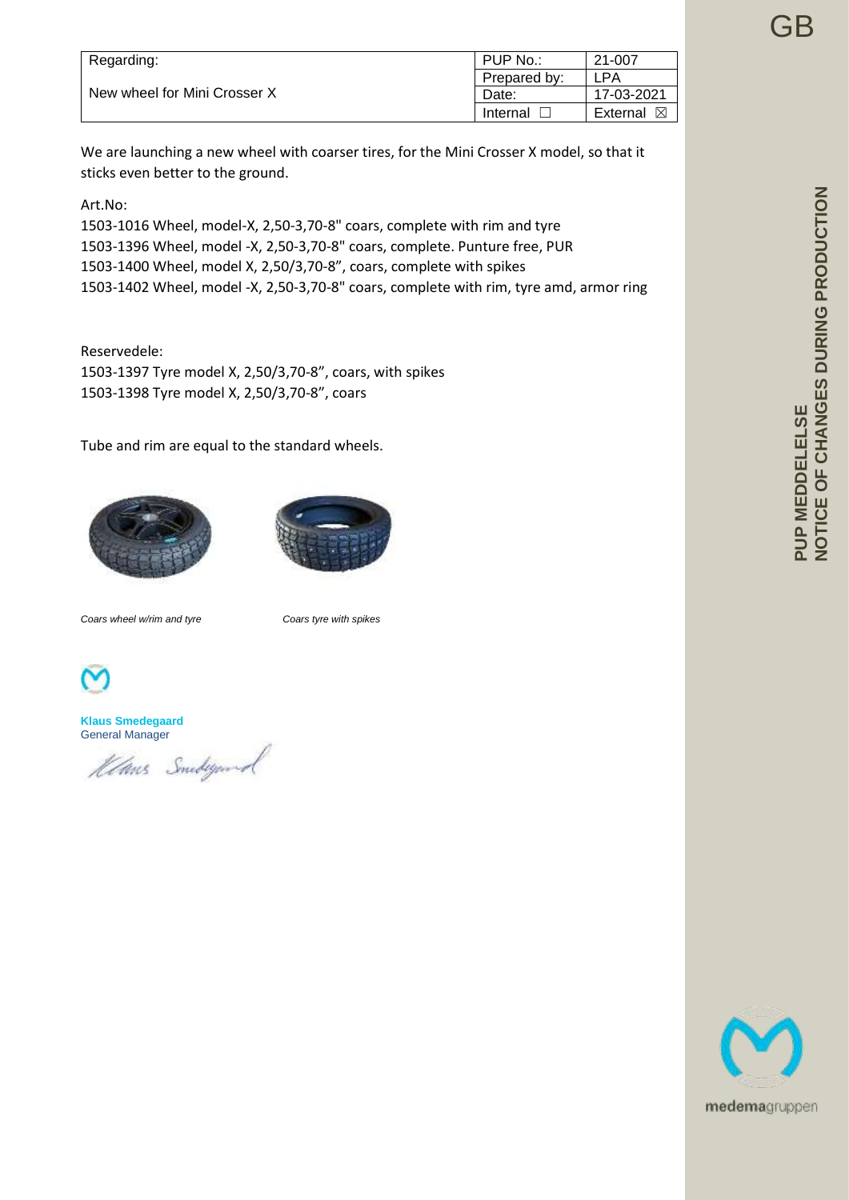GB

| Regarding: | PUP No.: | 21-007 |
|---|---|---|
| New wheel for Mini Crosser X | Prepared by: | LPA |
| | Date: | 17-03-2021 |
| | Internal ☐ | External ☒ |

We are launching a new wheel with coarser tires, for the Mini Crosser X model, so that it sticks even better to the ground.

Art.No:
1503-1016 Wheel, model-X, 2,50-3,70-8" coars, complete with rim and tyre
1503-1396 Wheel, model -X, 2,50-3,70-8" coars, complete. Punture free, PUR
1503-1400 Wheel, model X, 2,50/3,70-8", coars, complete with spikes
1503-1402 Wheel, model -X, 2,50-3,70-8" coars, complete with rim, tyre amd, armor ring

Reservedele:
1503-1397 Tyre model X, 2,50/3,70-8", coars, with spikes
1503-1398 Tyre model X, 2,50/3,70-8", coars

Tube and rim are equal to the standard wheels.

*Coars wheel w/rim and tyre*

*Coars tyre with spikes*

**Klaus Smedegaard**
General Manager

**PUP MEDDELELSE**
**NOTICE OF CHANGES DURING PRODUCTION**

medemagruppen